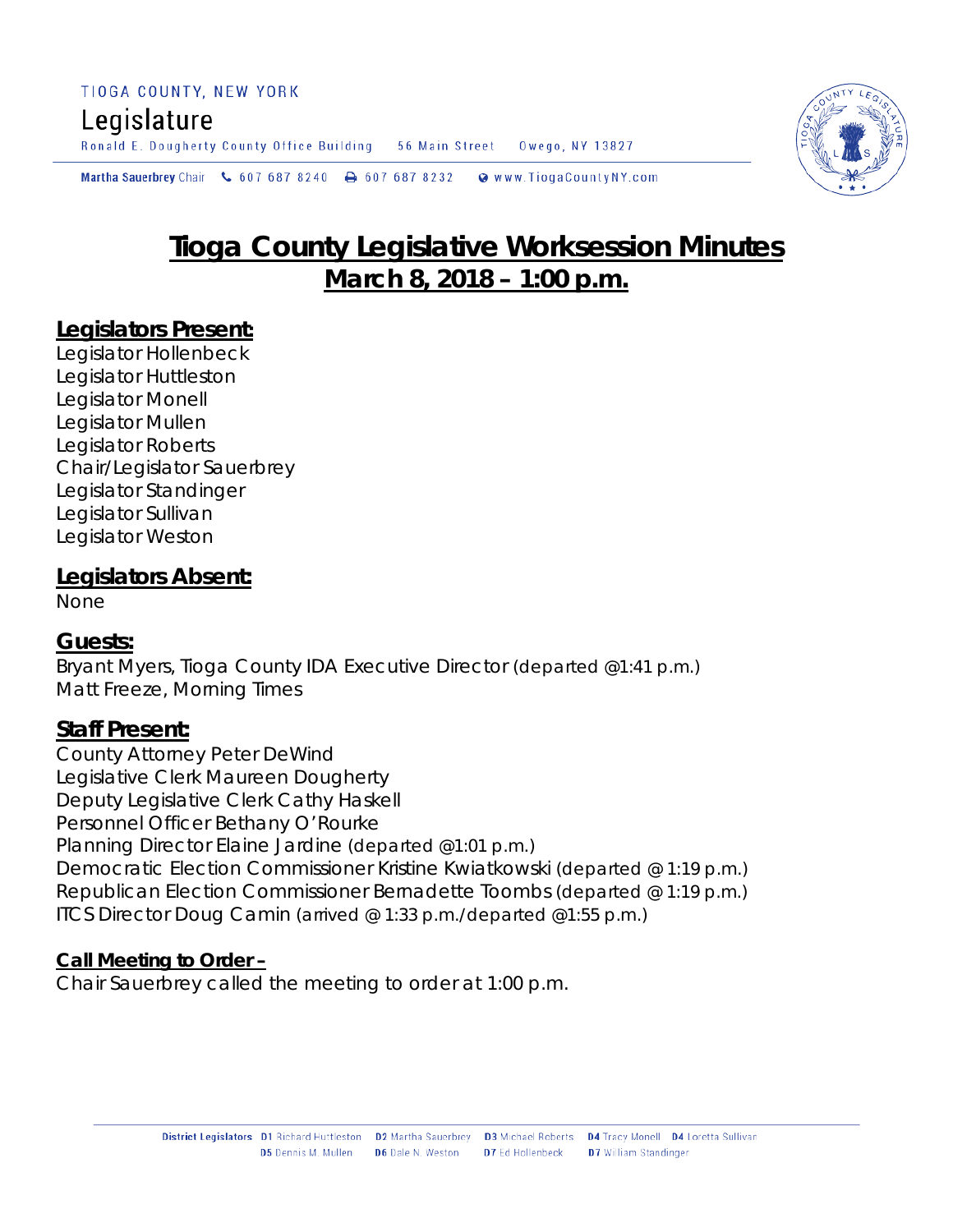TIOGA COUNTY, NEW YORK

Legislature

Ronald E. Dougherty County Office Building 56 Main Street Owego, NY 13827

Martha Sauerbrey Chair 607 687 8240 607 687 8232 www.TiogaCountyNY.com

# Tioga County Legislative Worksession Minutes
## March 8, 2018 – 1:00 p.m.

### Legislators Present:

Legislator Hollenbeck
Legislator Huttleston
Legislator Monell
Legislator Mullen
Legislator Roberts
Chair/Legislator Sauerbrey
Legislator Standinger
Legislator Sullivan
Legislator Weston

### Legislators Absent:

None

### Guests:

Bryant Myers, Tioga County IDA Executive Director (departed @1:41 p.m.)
Matt Freeze, Morning Times

### Staff Present:

County Attorney Peter DeWind
Legislative Clerk Maureen Dougherty
Deputy Legislative Clerk Cathy Haskell
Personnel Officer Bethany O'Rourke
Planning Director Elaine Jardine (departed @1:01 p.m.)
Democratic Election Commissioner Kristine Kwiatkowski (departed @ 1:19 p.m.)
Republican Election Commissioner Bernadette Toombs (departed @ 1:19 p.m.)
ITCS Director Doug Camin (arrived @ 1:33 p.m./departed @1:55 p.m.)

**Call Meeting to Order –**

Chair Sauerbrey called the meeting to order at 1:00 p.m.

District Legislators D1 Richard Huttleston D2 Martha Sauerbrey D3 Michael Roberts D4 Tracy Monell D4 Loretta Sullivan D5 Dennis M. Mullen D6 Dale N. Weston D7 Ed Hollenbeck D7 William Standinger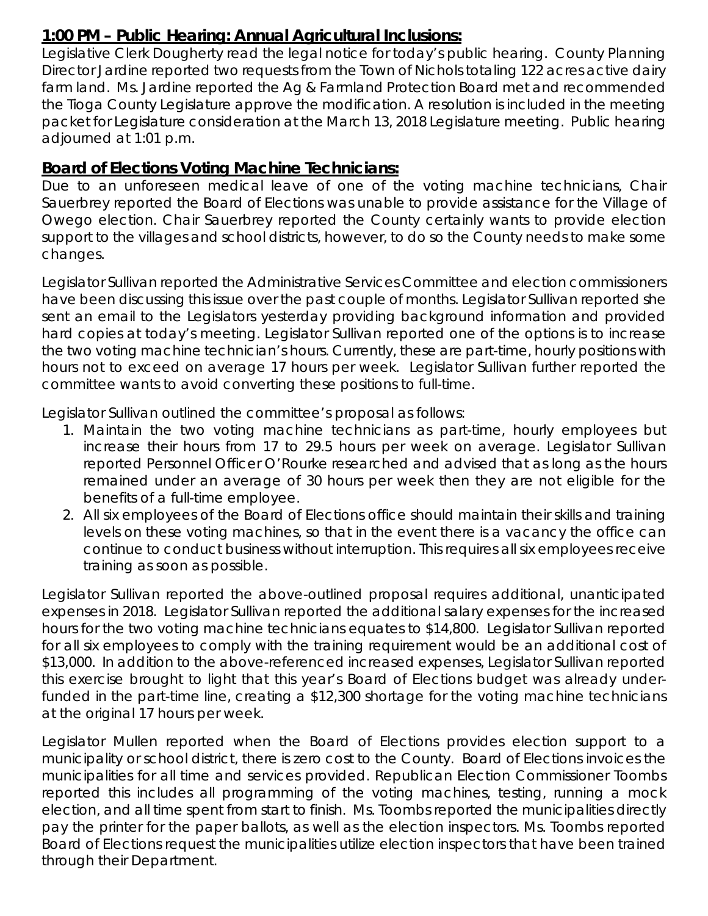## 1:00 PM – Public Hearing: Annual Agricultural Inclusions:

Legislative Clerk Dougherty read the legal notice for today's public hearing. County Planning Director Jardine reported two requests from the Town of Nichols totaling 122 acres active dairy farm land. Ms. Jardine reported the Ag & Farmland Protection Board met and recommended the Tioga County Legislature approve the modification. A resolution is included in the meeting packet for Legislature consideration at the March 13, 2018 Legislature meeting. Public hearing adjourned at 1:01 p.m.

## Board of Elections Voting Machine Technicians:

Due to an unforeseen medical leave of one of the voting machine technicians, Chair Sauerbrey reported the Board of Elections was unable to provide assistance for the Village of Owego election. Chair Sauerbrey reported the County certainly wants to provide election support to the villages and school districts, however, to do so the County needs to make some changes.

Legislator Sullivan reported the Administrative Services Committee and election commissioners have been discussing this issue over the past couple of months. Legislator Sullivan reported she sent an email to the Legislators yesterday providing background information and provided hard copies at today's meeting. Legislator Sullivan reported one of the options is to increase the two voting machine technician's hours. Currently, these are part-time, hourly positions with hours not to exceed on average 17 hours per week. Legislator Sullivan further reported the committee wants to avoid converting these positions to full-time.

Legislator Sullivan outlined the committee's proposal as follows:

1. Maintain the two voting machine technicians as part-time, hourly employees but increase their hours from 17 to 29.5 hours per week on average. Legislator Sullivan reported Personnel Officer O'Rourke researched and advised that as long as the hours remained under an average of 30 hours per week then they are not eligible for the benefits of a full-time employee.
2. All six employees of the Board of Elections office should maintain their skills and training levels on these voting machines, so that in the event there is a vacancy the office can continue to conduct business without interruption. This requires all six employees receive training as soon as possible.

Legislator Sullivan reported the above-outlined proposal requires additional, unanticipated expenses in 2018. Legislator Sullivan reported the additional salary expenses for the increased hours for the two voting machine technicians equates to $14,800. Legislator Sullivan reported for all six employees to comply with the training requirement would be an additional cost of $13,000. In addition to the above-referenced increased expenses, Legislator Sullivan reported this exercise brought to light that this year's Board of Elections budget was already under-funded in the part-time line, creating a $12,300 shortage for the voting machine technicians at the original 17 hours per week.

Legislator Mullen reported when the Board of Elections provides election support to a municipality or school district, there is zero cost to the County. Board of Elections invoices the municipalities for all time and services provided. Republican Election Commissioner Toombs reported this includes all programming of the voting machines, testing, running a mock election, and all time spent from start to finish. Ms. Toombs reported the municipalities directly pay the printer for the paper ballots, as well as the election inspectors. Ms. Toombs reported Board of Elections request the municipalities utilize election inspectors that have been trained through their Department.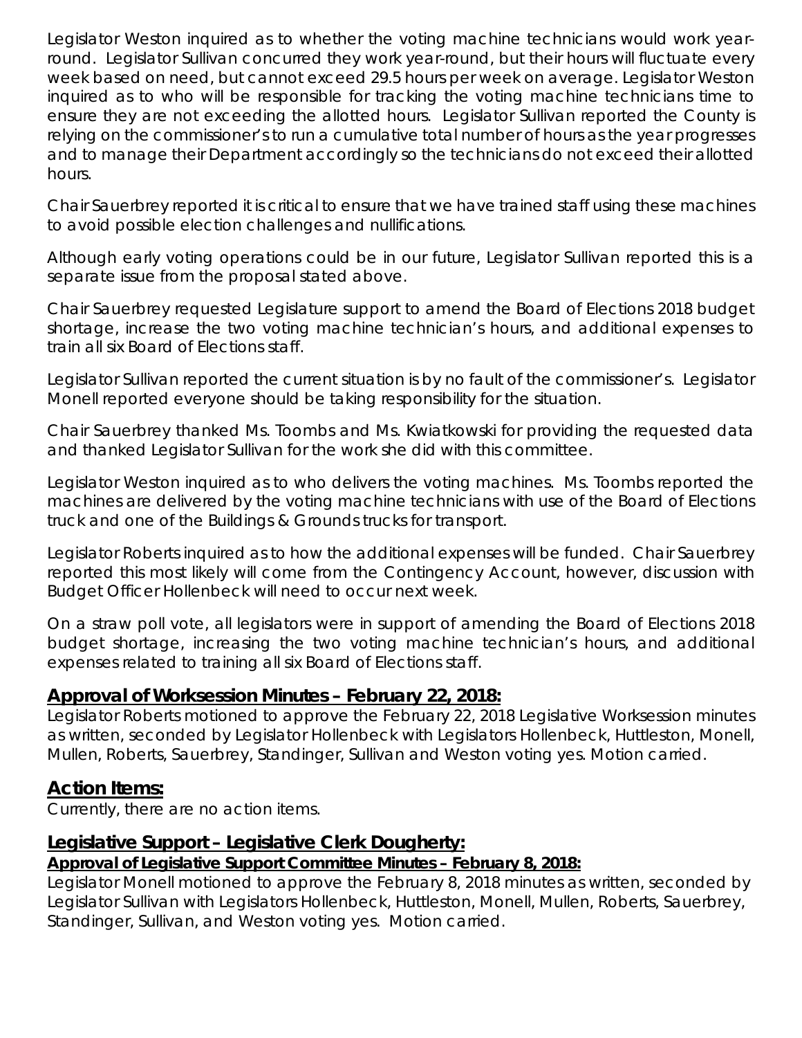Legislator Weston inquired as to whether the voting machine technicians would work year-round. Legislator Sullivan concurred they work year-round, but their hours will fluctuate every week based on need, but cannot exceed 29.5 hours per week on average. Legislator Weston inquired as to who will be responsible for tracking the voting machine technicians time to ensure they are not exceeding the allotted hours. Legislator Sullivan reported the County is relying on the commissioner's to run a cumulative total number of hours as the year progresses and to manage their Department accordingly so the technicians do not exceed their allotted hours.

Chair Sauerbrey reported it is critical to ensure that we have trained staff using these machines to avoid possible election challenges and nullifications.

Although early voting operations could be in our future, Legislator Sullivan reported this is a separate issue from the proposal stated above.

Chair Sauerbrey requested Legislature support to amend the Board of Elections 2018 budget shortage, increase the two voting machine technician's hours, and additional expenses to train all six Board of Elections staff.

Legislator Sullivan reported the current situation is by no fault of the commissioner's. Legislator Monell reported everyone should be taking responsibility for the situation.

Chair Sauerbrey thanked Ms. Toombs and Ms. Kwiatkowski for providing the requested data and thanked Legislator Sullivan for the work she did with this committee.

Legislator Weston inquired as to who delivers the voting machines. Ms. Toombs reported the machines are delivered by the voting machine technicians with use of the Board of Elections truck and one of the Buildings & Grounds trucks for transport.

Legislator Roberts inquired as to how the additional expenses will be funded. Chair Sauerbrey reported this most likely will come from the Contingency Account, however, discussion with Budget Officer Hollenbeck will need to occur next week.

On a straw poll vote, all legislators were in support of amending the Board of Elections 2018 budget shortage, increasing the two voting machine technician's hours, and additional expenses related to training all six Board of Elections staff.

## Approval of Worksession Minutes – February 22, 2018:

Legislator Roberts motioned to approve the February 22, 2018 Legislative Worksession minutes as written, seconded by Legislator Hollenbeck with Legislators Hollenbeck, Huttleston, Monell, Mullen, Roberts, Sauerbrey, Standinger, Sullivan and Weston voting yes. Motion carried.

## Action Items:

Currently, there are no action items.

## Legislative Support – Legislative Clerk Dougherty:

### Approval of Legislative Support Committee Minutes – February 8, 2018:

Legislator Monell motioned to approve the February 8, 2018 minutes as written, seconded by Legislator Sullivan with Legislators Hollenbeck, Huttleston, Monell, Mullen, Roberts, Sauerbrey, Standinger, Sullivan, and Weston voting yes. Motion carried.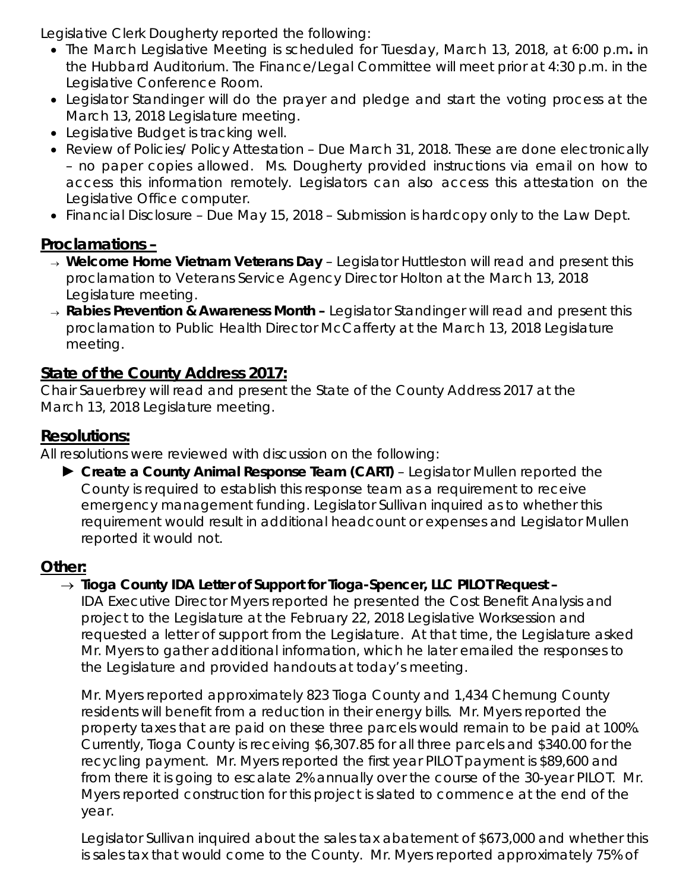Legislative Clerk Dougherty reported the following:

- The March Legislative Meeting is scheduled for Tuesday, March 13, 2018, at 6:00 p.m**.** in the Hubbard Auditorium. The Finance/Legal Committee will meet prior at 4:30 p.m. in the Legislative Conference Room.
- Legislator Standinger will do the prayer and pledge and start the voting process at the March 13, 2018 Legislature meeting.
- Legislative Budget is tracking well.
- Review of Policies/ Policy Attestation – Due March 31, 2018. These are done electronically – no paper copies allowed. Ms. Dougherty provided instructions via email on how to access this information remotely. Legislators can also access this attestation on the Legislative Office computer.
- Financial Disclosure – Due May 15, 2018 – Submission is hardcopy only to the Law Dept.

## Proclamations –

- → **Welcome Home Vietnam Veterans Day** – Legislator Huttleston will read and present this proclamation to Veterans Service Agency Director Holton at the March 13, 2018 Legislature meeting.
- → **Rabies Prevention & Awareness Month –** Legislator Standinger will read and present this proclamation to Public Health Director McCafferty at the March 13, 2018 Legislature meeting.

## State of the County Address 2017:

Chair Sauerbrey will read and present the State of the County Address 2017 at the March 13, 2018 Legislature meeting.

## Resolutions:

All resolutions were reviewed with discussion on the following:

- ► **Create a County Animal Response Team (CART)** – Legislator Mullen reported the County is required to establish this response team as a requirement to receive emergency management funding. Legislator Sullivan inquired as to whether this requirement would result in additional headcount or expenses and Legislator Mullen reported it would not.

## Other:

- → **Tioga County IDA Letter of Support for Tioga-Spencer, LLC PILOT Request –**

  IDA Executive Director Myers reported he presented the Cost Benefit Analysis and project to the Legislature at the February 22, 2018 Legislative Worksession and requested a letter of support from the Legislature. At that time, the Legislature asked Mr. Myers to gather additional information, which he later emailed the responses to the Legislature and provided handouts at today's meeting.

  Mr. Myers reported approximately 823 Tioga County and 1,434 Chemung County residents will benefit from a reduction in their energy bills. Mr. Myers reported the property taxes that are paid on these three parcels would remain to be paid at 100%. Currently, Tioga County is receiving $6,307.85 for all three parcels and $340.00 for the recycling payment. Mr. Myers reported the first year PILOT payment is $89,600 and from there it is going to escalate 2% annually over the course of the 30-year PILOT. Mr. Myers reported construction for this project is slated to commence at the end of the year.

  Legislator Sullivan inquired about the sales tax abatement of $673,000 and whether this is sales tax that would come to the County. Mr. Myers reported approximately 75% of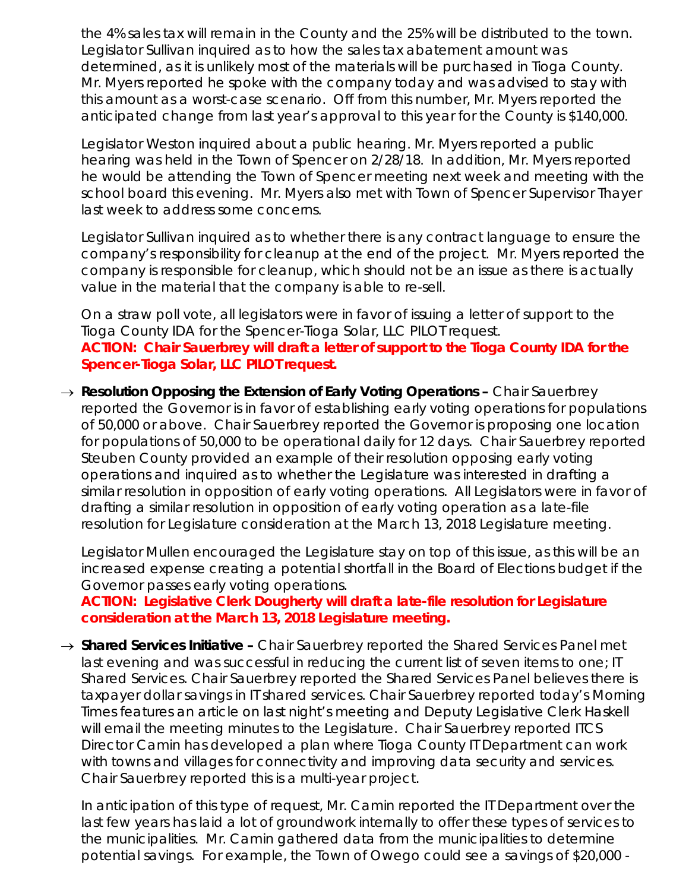the 4% sales tax will remain in the County and the 25% will be distributed to the town. Legislator Sullivan inquired as to how the sales tax abatement amount was determined, as it is unlikely most of the materials will be purchased in Tioga County. Mr. Myers reported he spoke with the company today and was advised to stay with this amount as a worst-case scenario. Off from this number, Mr. Myers reported the anticipated change from last year's approval to this year for the County is $140,000.

Legislator Weston inquired about a public hearing. Mr. Myers reported a public hearing was held in the Town of Spencer on 2/28/18. In addition, Mr. Myers reported he would be attending the Town of Spencer meeting next week and meeting with the school board this evening. Mr. Myers also met with Town of Spencer Supervisor Thayer last week to address some concerns.

Legislator Sullivan inquired as to whether there is any contract language to ensure the company's responsibility for cleanup at the end of the project. Mr. Myers reported the company is responsible for cleanup, which should not be an issue as there is actually value in the material that the company is able to re-sell.

On a straw poll vote, all legislators were in favor of issuing a letter of support to the Tioga County IDA for the Spencer-Tioga Solar, LLC PILOT request.
**ACTION: Chair Sauerbrey will draft a letter of support to the Tioga County IDA for the Spencer-Tioga Solar, LLC PILOT request.**

→ **Resolution Opposing the Extension of Early Voting Operations –** Chair Sauerbrey reported the Governor is in favor of establishing early voting operations for populations of 50,000 or above. Chair Sauerbrey reported the Governor is proposing one location for populations of 50,000 to be operational daily for 12 days. Chair Sauerbrey reported Steuben County provided an example of their resolution opposing early voting operations and inquired as to whether the Legislature was interested in drafting a similar resolution in opposition of early voting operations. All Legislators were in favor of drafting a similar resolution in opposition of early voting operation as a late-file resolution for Legislature consideration at the March 13, 2018 Legislature meeting.

Legislator Mullen encouraged the Legislature stay on top of this issue, as this will be an increased expense creating a potential shortfall in the Board of Elections budget if the Governor passes early voting operations.
**ACTION: Legislative Clerk Dougherty will draft a late-file resolution for Legislature consideration at the March 13, 2018 Legislature meeting.**

→ **Shared Services Initiative –** Chair Sauerbrey reported the Shared Services Panel met last evening and was successful in reducing the current list of seven items to one; IT Shared Services. Chair Sauerbrey reported the Shared Services Panel believes there is taxpayer dollar savings in IT shared services. Chair Sauerbrey reported today's Morning Times features an article on last night's meeting and Deputy Legislative Clerk Haskell will email the meeting minutes to the Legislature. Chair Sauerbrey reported ITCS Director Camin has developed a plan where Tioga County IT Department can work with towns and villages for connectivity and improving data security and services. Chair Sauerbrey reported this is a multi-year project.

In anticipation of this type of request, Mr. Camin reported the IT Department over the last few years has laid a lot of groundwork internally to offer these types of services to the municipalities. Mr. Camin gathered data from the municipalities to determine potential savings. For example, the Town of Owego could see a savings of $20,000 -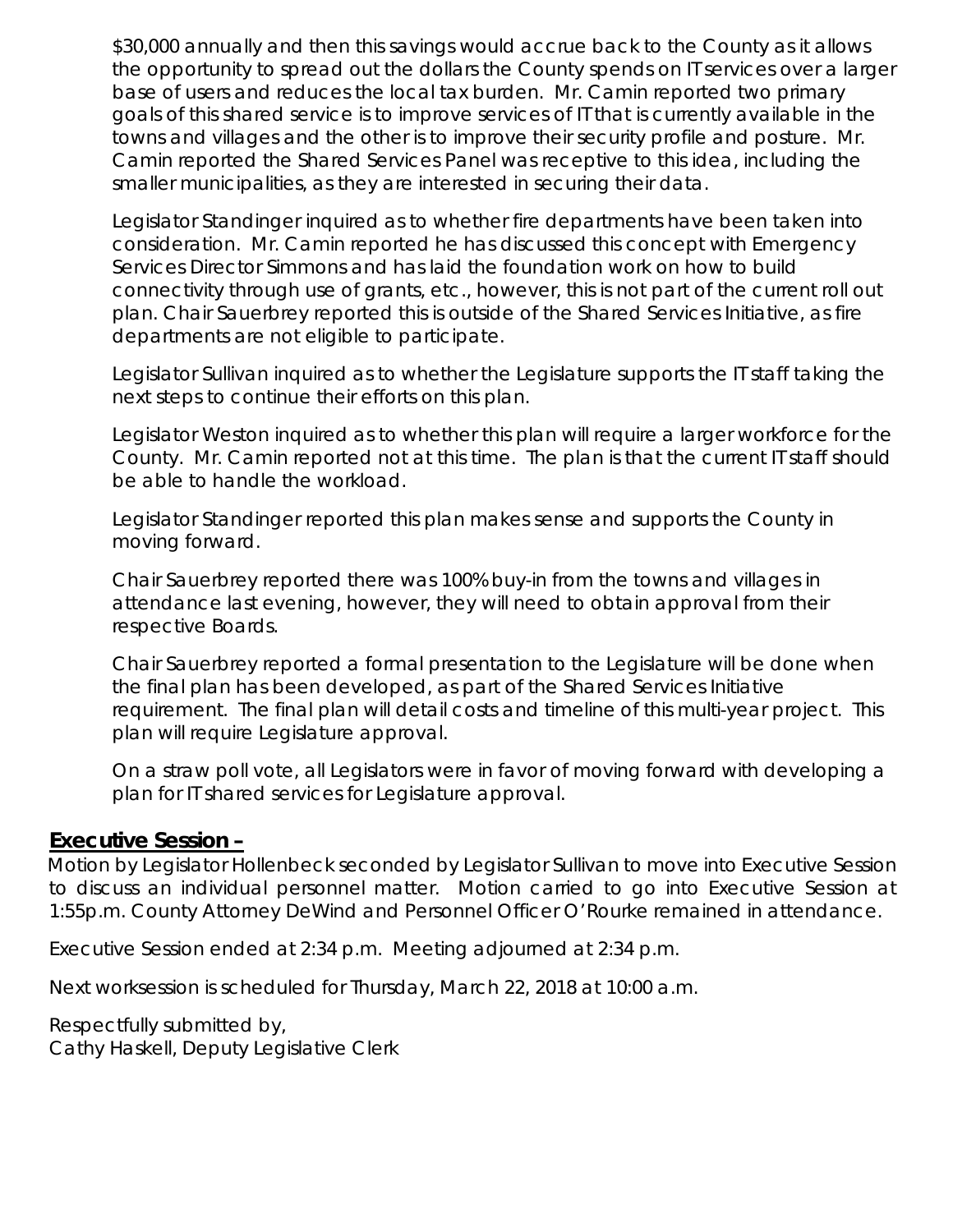$30,000 annually and then this savings would accrue back to the County as it allows the opportunity to spread out the dollars the County spends on IT services over a larger base of users and reduces the local tax burden. Mr. Camin reported two primary goals of this shared service is to improve services of IT that is currently available in the towns and villages and the other is to improve their security profile and posture. Mr. Camin reported the Shared Services Panel was receptive to this idea, including the smaller municipalities, as they are interested in securing their data.

Legislator Standinger inquired as to whether fire departments have been taken into consideration. Mr. Camin reported he has discussed this concept with Emergency Services Director Simmons and has laid the foundation work on how to build connectivity through use of grants, etc., however, this is not part of the current roll out plan. Chair Sauerbrey reported this is outside of the Shared Services Initiative, as fire departments are not eligible to participate.

Legislator Sullivan inquired as to whether the Legislature supports the IT staff taking the next steps to continue their efforts on this plan.

Legislator Weston inquired as to whether this plan will require a larger workforce for the County. Mr. Camin reported not at this time. The plan is that the current IT staff should be able to handle the workload.

Legislator Standinger reported this plan makes sense and supports the County in moving forward.

Chair Sauerbrey reported there was 100% buy-in from the towns and villages in attendance last evening, however, they will need to obtain approval from their respective Boards.

Chair Sauerbrey reported a formal presentation to the Legislature will be done when the final plan has been developed, as part of the Shared Services Initiative requirement. The final plan will detail costs and timeline of this multi-year project. This plan will require Legislature approval.

On a straw poll vote, all Legislators were in favor of moving forward with developing a plan for IT shared services for Legislature approval.

**Executive Session –**

Motion by Legislator Hollenbeck seconded by Legislator Sullivan to move into Executive Session to discuss an individual personnel matter. Motion carried to go into Executive Session at 1:55p.m. County Attorney DeWind and Personnel Officer O'Rourke remained in attendance.

Executive Session ended at 2:34 p.m. Meeting adjourned at 2:34 p.m.

Next worksession is scheduled for Thursday, March 22, 2018 at 10:00 a.m.

Respectfully submitted by,
Cathy Haskell, Deputy Legislative Clerk